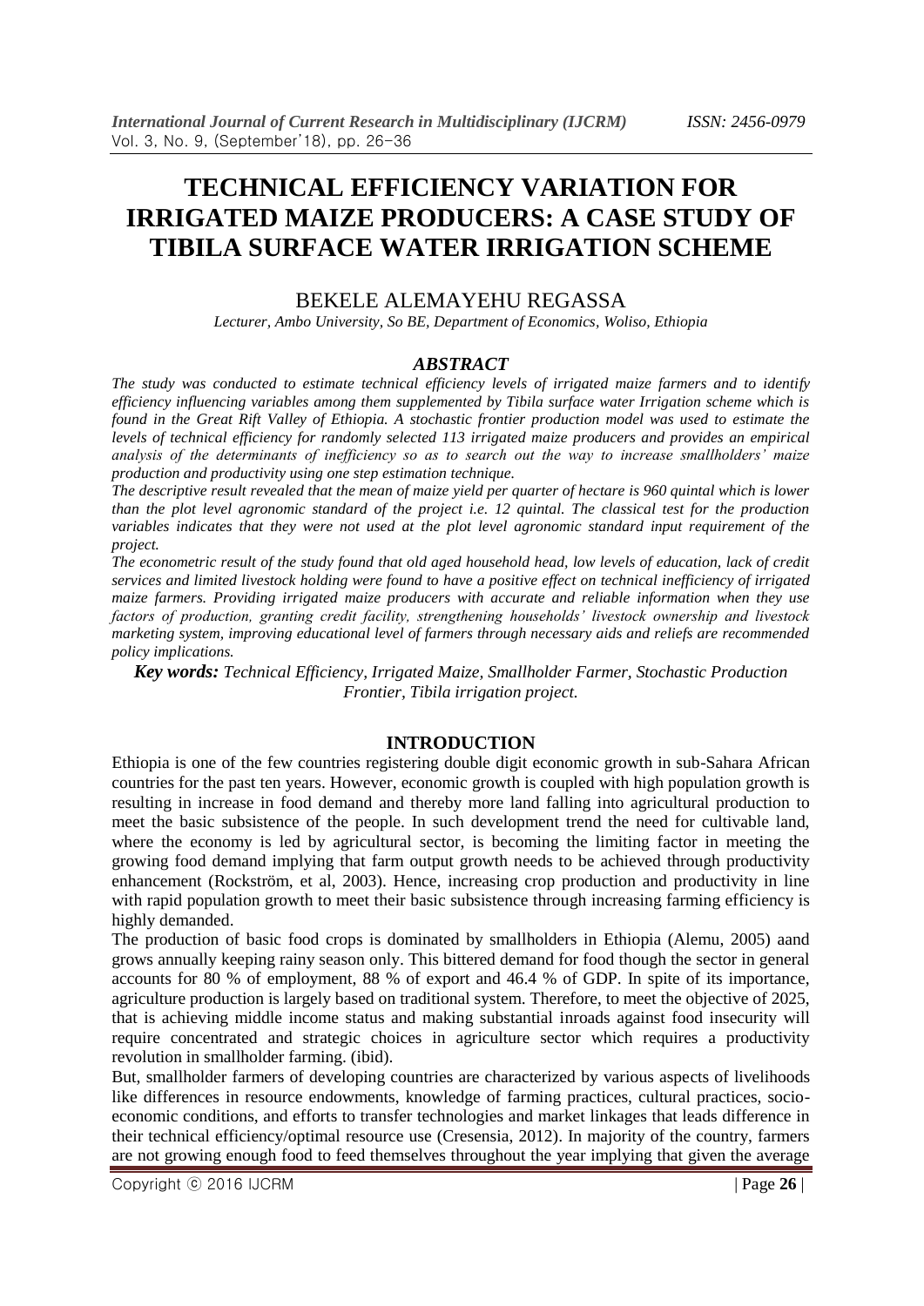# TECHNICAL EFFICIENCY VARIATION FOR IRRIGATED MAIZE PRODUCERS: A CASE STUDY OF TIBILA SURFACE WATER IRRIGATION SCHEME

BEKELE ALEMAYEHU REGASSA

*Lecturer, Ambo University, So BE, Department of Economics, Woliso, Ethiopia*

## *ABSTRACT*

*The study was conducted to estimate technical efficiency levels of irrigated maize farmers and to identify efficiency influencing variables among them supplemented by Tibila surface water Irrigation scheme which is found in the Great Rift Valley of Ethiopia. A stochastic frontier production model was used to estimate the levels of technical efficiency for randomly selected 113 irrigated maize producers and provides an empirical analysis of the determinants of inefficiency so as to search out the way to increase smallholders' maize production and productivity using one step estimation technique.*

*The descriptive result revealed that the mean of maize yield per quarter of hectare is 960 quintal which is lower than the plot level agronomic standard of the project i.e. 12 quintal. The classical test for the production variables indicates that they were not used at the plot level agronomic standard input requirement of the project.*

*The econometric result of the study found that old aged household head, low levels of education, lack of credit services and limited livestock holding were found to have a positive effect on technical inefficiency of irrigated maize farmers. Providing irrigated maize producers with accurate and reliable information when they use factors of production, granting credit facility, strengthening households' livestock ownership and livestock marketing system, improving educational level of farmers through necessary aids and reliefs are recommended policy implications.*

***Key words:*** *Technical Efficiency, Irrigated Maize, Smallholder Farmer, Stochastic Production Frontier, Tibila irrigation project.*

## INTRODUCTION

Ethiopia is one of the few countries registering double digit economic growth in sub-Sahara African countries for the past ten years. However, economic growth is coupled with high population growth is resulting in increase in food demand and thereby more land falling into agricultural production to meet the basic subsistence of the people. In such development trend the need for cultivable land, where the economy is led by agricultural sector, is becoming the limiting factor in meeting the growing food demand implying that farm output growth needs to be achieved through productivity enhancement (Rockström, et al, 2003). Hence, increasing crop production and productivity in line with rapid population growth to meet their basic subsistence through increasing farming efficiency is highly demanded.

The production of basic food crops is dominated by smallholders in Ethiopia (Alemu, 2005) aand grows annually keeping rainy season only. This bittered demand for food though the sector in general accounts for 80 % of employment, 88 % of export and 46.4 % of GDP. In spite of its importance, agriculture production is largely based on traditional system. Therefore, to meet the objective of 2025, that is achieving middle income status and making substantial inroads against food insecurity will require concentrated and strategic choices in agriculture sector which requires a productivity revolution in smallholder farming. (ibid).

But, smallholder farmers of developing countries are characterized by various aspects of livelihoods like differences in resource endowments, knowledge of farming practices, cultural practices, socio-economic conditions, and efforts to transfer technologies and market linkages that leads difference in their technical efficiency/optimal resource use (Cresensia, 2012). In majority of the country, farmers are not growing enough food to feed themselves throughout the year implying that given the average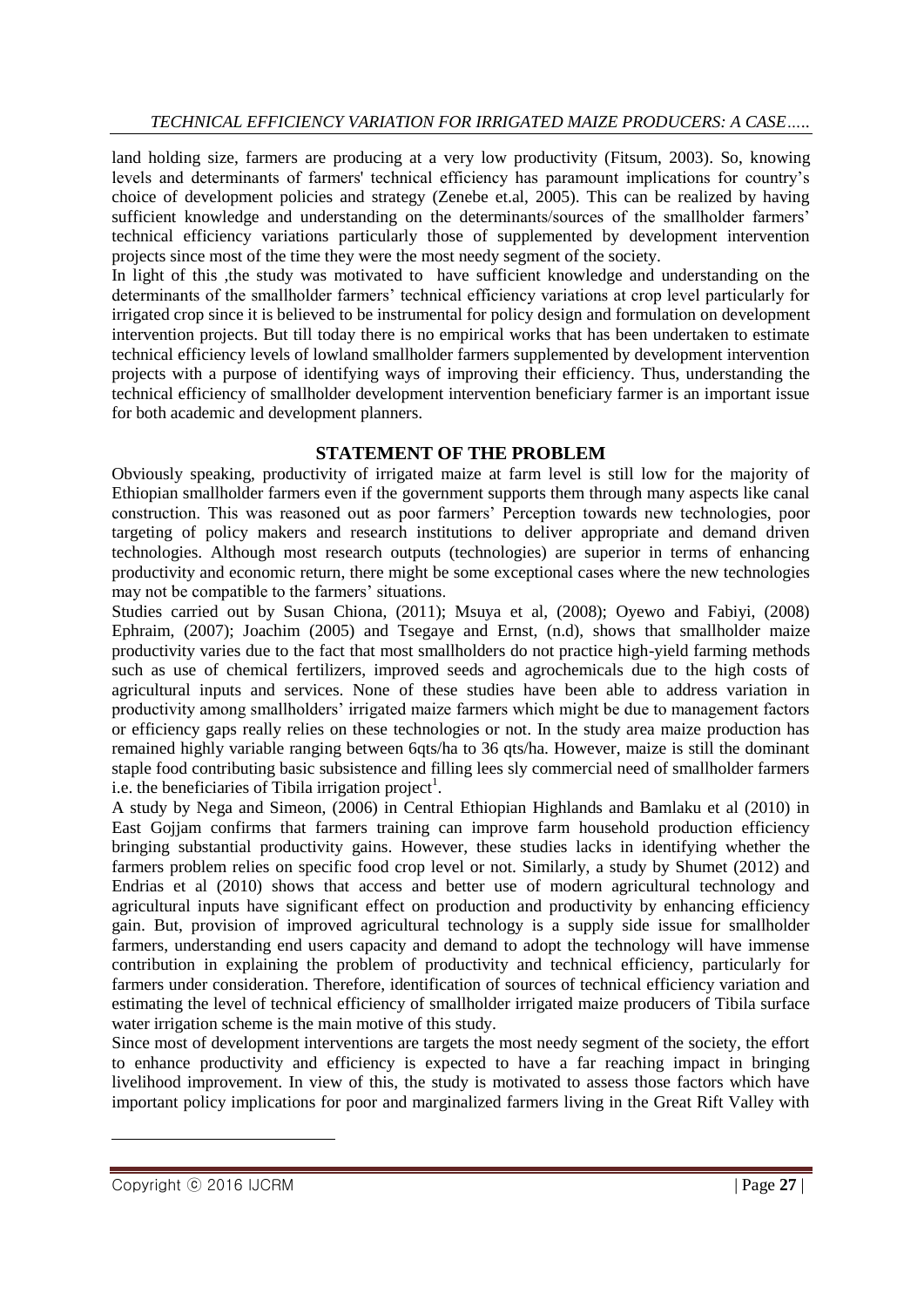land holding size, farmers are producing at a very low productivity (Fitsum, 2003). So, knowing levels and determinants of farmers' technical efficiency has paramount implications for country's choice of development policies and strategy (Zenebe et.al, 2005). This can be realized by having sufficient knowledge and understanding on the determinants/sources of the smallholder farmers' technical efficiency variations particularly those of supplemented by development intervention projects since most of the time they were the most needy segment of the society.

In light of this ,the study was motivated to have sufficient knowledge and understanding on the determinants of the smallholder farmers' technical efficiency variations at crop level particularly for irrigated crop since it is believed to be instrumental for policy design and formulation on development intervention projects. But till today there is no empirical works that has been undertaken to estimate technical efficiency levels of lowland smallholder farmers supplemented by development intervention projects with a purpose of identifying ways of improving their efficiency. Thus, understanding the technical efficiency of smallholder development intervention beneficiary farmer is an important issue for both academic and development planners.

## STATEMENT OF THE PROBLEM

Obviously speaking, productivity of irrigated maize at farm level is still low for the majority of Ethiopian smallholder farmers even if the government supports them through many aspects like canal construction. This was reasoned out as poor farmers' Perception towards new technologies, poor targeting of policy makers and research institutions to deliver appropriate and demand driven technologies. Although most research outputs (technologies) are superior in terms of enhancing productivity and economic return, there might be some exceptional cases where the new technologies may not be compatible to the farmers' situations.

Studies carried out by Susan Chiona, (2011); Msuya et al, (2008); Oyewo and Fabiyi, (2008) Ephraim, (2007); Joachim (2005) and Tsegaye and Ernst, (n.d), shows that smallholder maize productivity varies due to the fact that most smallholders do not practice high-yield farming methods such as use of chemical fertilizers, improved seeds and agrochemicals due to the high costs of agricultural inputs and services. None of these studies have been able to address variation in productivity among smallholders' irrigated maize farmers which might be due to management factors or efficiency gaps really relies on these technologies or not. In the study area maize production has remained highly variable ranging between 6qts/ha to 36 qts/ha. However, maize is still the dominant staple food contributing basic subsistence and filling lees sly commercial need of smallholder farmers i.e. the beneficiaries of Tibila irrigation project[1].

A study by Nega and Simeon, (2006) in Central Ethiopian Highlands and Bamlaku et al (2010) in East Gojjam confirms that farmers training can improve farm household production efficiency bringing substantial productivity gains. However, these studies lacks in identifying whether the farmers problem relies on specific food crop level or not. Similarly, a study by Shumet (2012) and Endrias et al (2010) shows that access and better use of modern agricultural technology and agricultural inputs have significant effect on production and productivity by enhancing efficiency gain. But, provision of improved agricultural technology is a supply side issue for smallholder farmers, understanding end users capacity and demand to adopt the technology will have immense contribution in explaining the problem of productivity and technical efficiency, particularly for farmers under consideration. Therefore, identification of sources of technical efficiency variation and estimating the level of technical efficiency of smallholder irrigated maize producers of Tibila surface water irrigation scheme is the main motive of this study.

Since most of development interventions are targets the most needy segment of the society, the effort to enhance productivity and efficiency is expected to have a far reaching impact in bringing livelihood improvement. In view of this, the study is motivated to assess those factors which have important policy implications for poor and marginalized farmers living in the Great Rift Valley with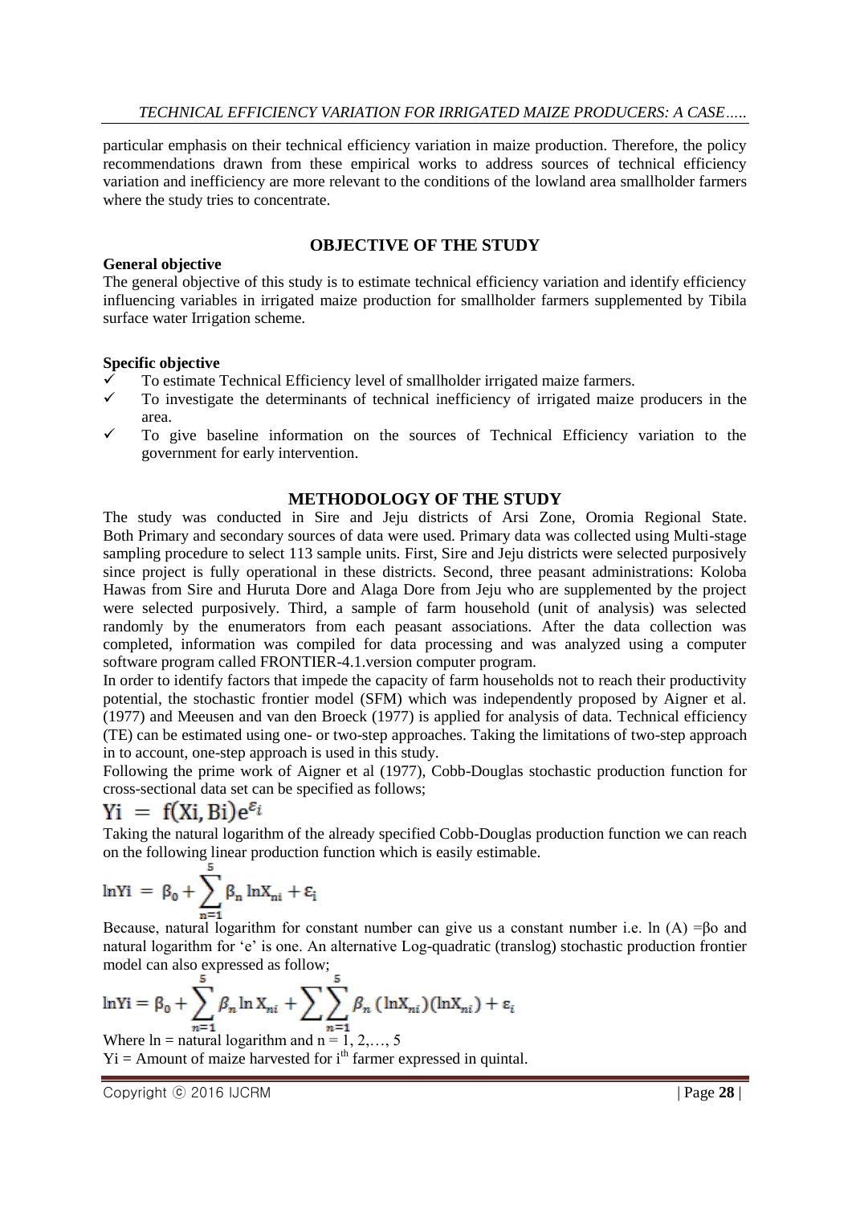particular emphasis on their technical efficiency variation in maize production. Therefore, the policy recommendations drawn from these empirical works to address sources of technical efficiency variation and inefficiency are more relevant to the conditions of the lowland area smallholder farmers where the study tries to concentrate.

## OBJECTIVE OF THE STUDY

**General objective**

The general objective of this study is to estimate technical efficiency variation and identify efficiency influencing variables in irrigated maize production for smallholder farmers supplemented by Tibila surface water Irrigation scheme.

**Specific objective**

- ✓ To estimate Technical Efficiency level of smallholder irrigated maize farmers.
- ✓ To investigate the determinants of technical inefficiency of irrigated maize producers in the area.
- ✓ To give baseline information on the sources of Technical Efficiency variation to the government for early intervention.

## METHODOLOGY OF THE STUDY

The study was conducted in Sire and Jeju districts of Arsi Zone, Oromia Regional State. Both Primary and secondary sources of data were used. Primary data was collected using Multi-stage sampling procedure to select 113 sample units. First, Sire and Jeju districts were selected purposively since project is fully operational in these districts. Second, three peasant administrations: Koloba Hawas from Sire and Huruta Dore and Alaga Dore from Jeju who are supplemented by the project were selected purposively. Third, a sample of farm household (unit of analysis) was selected randomly by the enumerators from each peasant associations. After the data collection was completed, information was compiled for data processing and was analyzed using a computer software program called FRONTIER-4.1.version computer program.

In order to identify factors that impede the capacity of farm households not to reach their productivity potential, the stochastic frontier model (SFM) which was independently proposed by Aigner et al. (1977) and Meeusen and van den Broeck (1977) is applied for analysis of data. Technical efficiency (TE) can be estimated using one- or two-step approaches. Taking the limitations of two-step approach in to account, one-step approach is used in this study.

Following the prime work of Aigner et al (1977), Cobb-Douglas stochastic production function for cross-sectional data set can be specified as follows;

$$Yi = f(Xi, Bi)e^{\varepsilon_i}$$

Taking the natural logarithm of the already specified Cobb-Douglas production function we can reach on the following linear production function which is easily estimable.

$$\ln Yi = \beta_0 + \sum_{n=1}^{5} \beta_n \ln X_{ni} + \varepsilon_i$$

Because, natural logarithm for constant number can give us a constant number i.e. ln (A) =βo and natural logarithm for 'e' is one. An alternative Log-quadratic (translog) stochastic production frontier model can also expressed as follow;

$$\ln Yi = \beta_0 + \sum_{n=1}^{5} \beta_n \ln X_{ni} + \sum \sum_{n=1}^{5} \beta_n (\ln X_{ni})(\ln X_{ni}) + \varepsilon_i$$

Where ln = natural logarithm and n = 1, 2,…, 5

Yi = Amount of maize harvested for $i^{th}$ farmer expressed in quintal.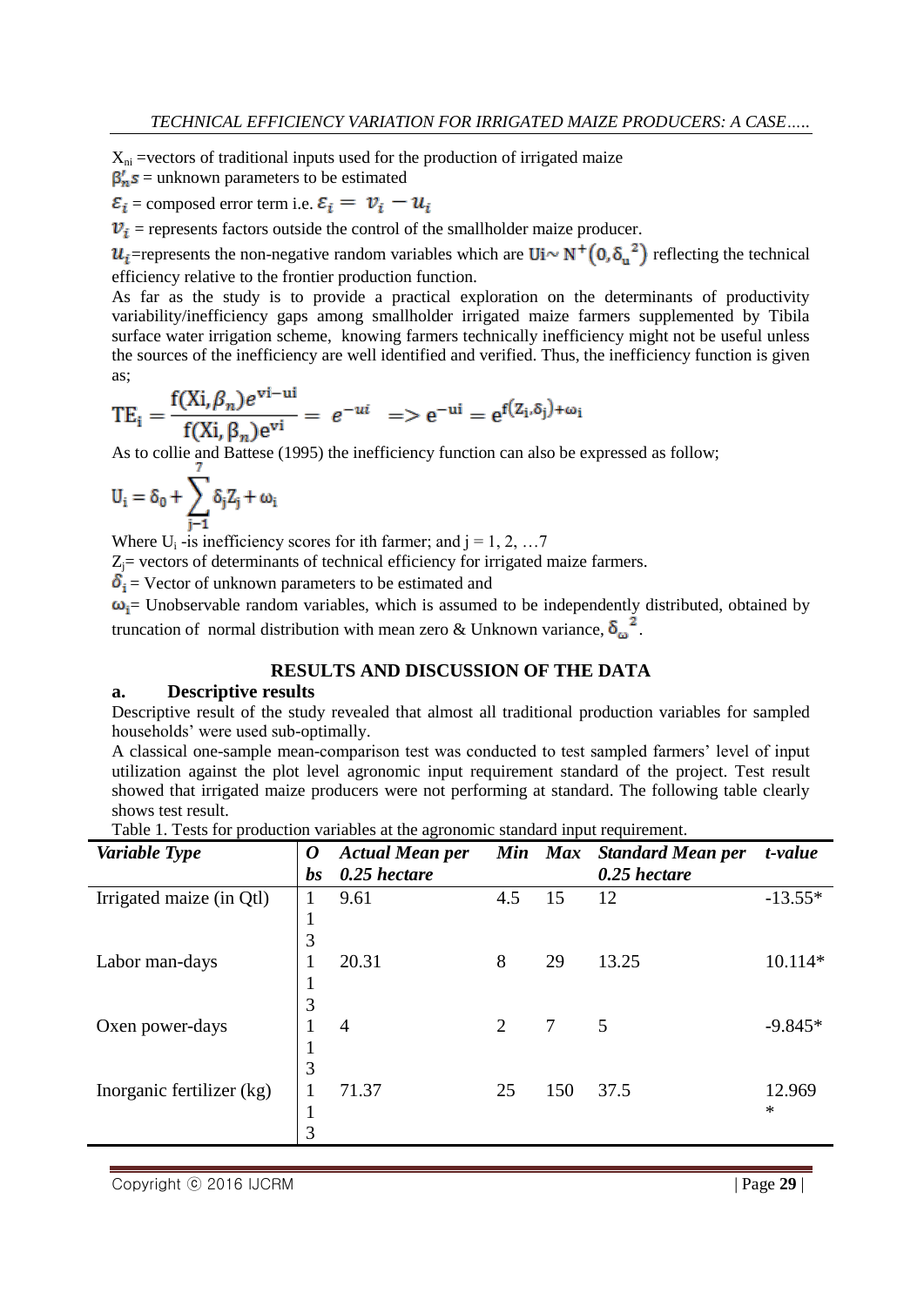$X_{ni}$ =vectors of traditional inputs used for the production of irrigated maize

$\beta_n's$ = unknown parameters to be estimated

$\varepsilon_i$ = composed error term i.e. $\varepsilon_i = v_i - u_i$

$v_i$ = represents factors outside the control of the smallholder maize producer.

$u_i$=represents the non-negative random variables which are $Ui \sim N^+(0, \delta_u^{\ 2})$ reflecting the technical efficiency relative to the frontier production function.

As far as the study is to provide a practical exploration on the determinants of productivity variability/inefficiency gaps among smallholder irrigated maize farmers supplemented by Tibila surface water irrigation scheme, knowing farmers technically inefficiency might not be useful unless the sources of the inefficiency are well identified and verified. Thus, the inefficiency function is given as;

$$TE_i = \frac{f(Xi, \beta_n)e^{vi-ui}}{f(Xi, \beta_n)e^{vi}} = e^{-ui} \Rightarrow e^{-ui} = e^{f(Z_i, \delta_j) + \omega_i}$$

As to collie and Battese (1995) the inefficiency function can also be expressed as follow;

$$U_i = \delta_0 + \sum_{j-1}^{7} \delta_j Z_j + \omega_i$$

Where $U_i$ -is inefficiency scores for ith farmer; and j = 1, 2, …7

$Z_j$= vectors of determinants of technical efficiency for irrigated maize farmers.

$\delta_i$ = Vector of unknown parameters to be estimated and

$\omega_i$= Unobservable random variables, which is assumed to be independently distributed, obtained by truncation of normal distribution with mean zero & Unknown variance, $\delta_\omega^{\ 2}$.

## RESULTS AND DISCUSSION OF THE DATA

### a. Descriptive results

Descriptive result of the study revealed that almost all traditional production variables for sampled households' were used sub-optimally.

A classical one-sample mean-comparison test was conducted to test sampled farmers' level of input utilization against the plot level agronomic input requirement standard of the project. Test result showed that irrigated maize producers were not performing at standard. The following table clearly shows test result.

Table 1. Tests for production variables at the agronomic standard input requirement.

| *Variable Type* | *Obs* | *Actual Mean per 0.25 hectare* | *Min* | *Max* | *Standard Mean per 0.25 hectare* | *t-value* |
|---|---|---|---|---|---|---|
| Irrigated maize (in Qtl) | 113 | 9.61 | 4.5 | 15 | 12 | -13.55* |
| Labor man-days | 113 | 20.31 | 8 | 29 | 13.25 | 10.114* |
| Oxen power-days | 113 | 4 | 2 | 7 | 5 | -9.845* |
| Inorganic fertilizer (kg) | 113 | 71.37 | 25 | 150 | 37.5 | 12.969* |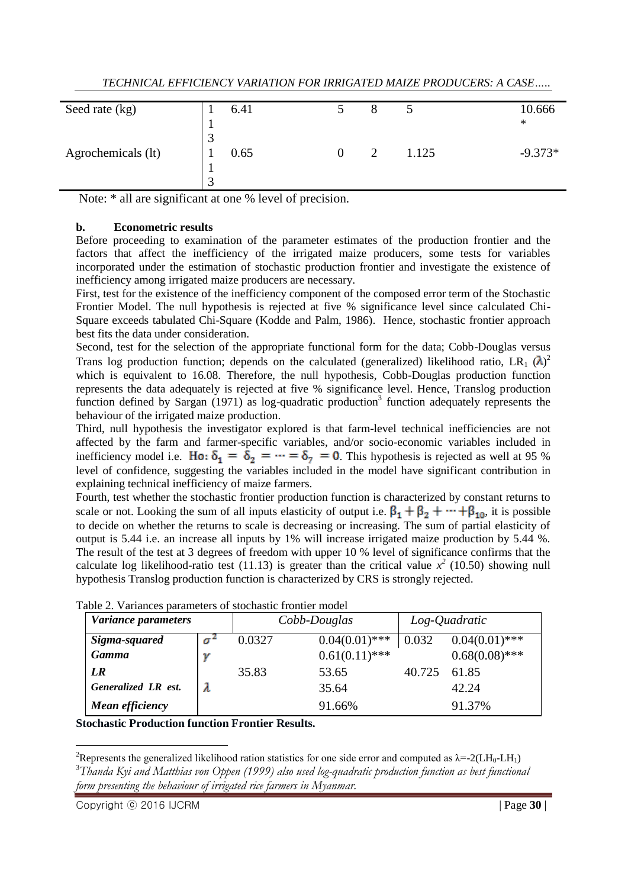| Seed rate (kg) | 113 | 6.41 | 5 | 8 | 5 | 10.666* |
|---|---|---|---|---|---|---|
| Agrochemicals (lt) | 113 | 0.65 | 0 | 2 | 1.125 | -9.373* |

Note: * all are significant at one % level of precision.

### b. Econometric results

Before proceeding to examination of the parameter estimates of the production frontier and the factors that affect the inefficiency of the irrigated maize producers, some tests for variables incorporated under the estimation of stochastic production frontier and investigate the existence of inefficiency among irrigated maize producers are necessary.

First, test for the existence of the inefficiency component of the composed error term of the Stochastic Frontier Model. The null hypothesis is rejected at five % significance level since calculated Chi-Square exceeds tabulated Chi-Square (Kodde and Palm, 1986). Hence, stochastic frontier approach best fits the data under consideration.

Second, test for the selection of the appropriate functional form for the data; Cobb-Douglas versus Trans log production function; depends on the calculated (generalized) likelihood ratio, $LR_1$ ($\lambda$)[2] which is equivalent to 16.08. Therefore, the null hypothesis, Cobb-Douglas production function represents the data adequately is rejected at five % significance level. Hence, Translog production function defined by Sargan (1971) as log-quadratic production[3] function adequately represents the behaviour of the irrigated maize production.

Third, null hypothesis the investigator explored is that farm-level technical inefficiencies are not affected by the farm and farmer-specific variables, and/or socio-economic variables included in inefficiency model i.e. $\mathrm{Ho}: \delta_1 = \delta_2 = \cdots = \delta_7 = 0$. This hypothesis is rejected as well at 95 % level of confidence, suggesting the variables included in the model have significant contribution in explaining technical inefficiency of maize farmers.

Fourth, test whether the stochastic frontier production function is characterized by constant returns to scale or not. Looking the sum of all inputs elasticity of output i.e. $\beta_1 + \beta_2 + \cdots + \beta_{10}$, it is possible to decide on whether the returns to scale is decreasing or increasing. The sum of partial elasticity of output is 5.44 i.e. an increase all inputs by 1% will increase irrigated maize production by 5.44 %. The result of the test at 3 degrees of freedom with upper 10 % level of significance confirms that the calculate log likelihood-ratio test (11.13) is greater than the critical value $x^2$ (10.50) showing null hypothesis Translog production function is characterized by CRS is strongly rejected.

Table 2. Variances parameters of stochastic frontier model

| *Variance parameters* | | *Cobb-Douglas* | | *Log-Quadratic* | |
|---|---|---|---|---|---|
| ***Sigma-squared*** | $\sigma^2$ | 0.0327 | 0.04(0.01)*** | 0.032 | 0.04(0.01)*** |
| ***Gamma*** | $\gamma$ | | 0.61(0.11)*** | | 0.68(0.08)*** |
| ***LR*** | | 35.83 | 53.65 | 40.725 | 61.85 |
| ***Generalized LR est.*** | $\lambda$ | | 35.64 | | 42.24 |
| ***Mean efficiency*** | | | 91.66% | | 91.37% |

**Stochastic Production function Frontier Results.**

[2] Represents the generalized likelihood ration statistics for one side error and computed as $\lambda = -2(LH_0 - LH_1)$

[3] *Thanda Kyi and Matthias von Oppen (1999) also used log-quadratic production function as best functional form presenting the behaviour of irrigated rice farmers in Myanmar.*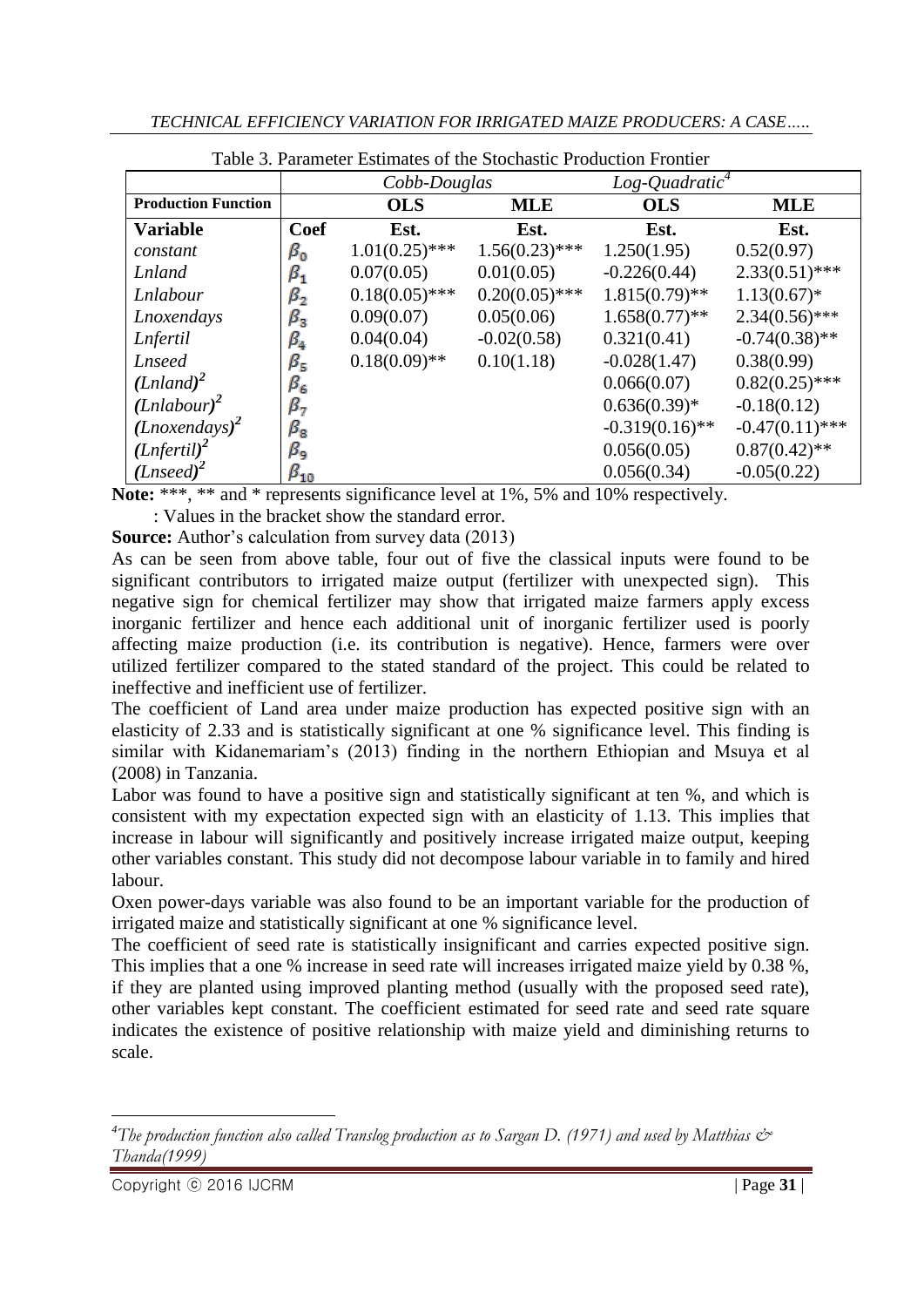Table 3. Parameter Estimates of the Stochastic Production Frontier

| | | Cobb-Douglas | | Log-Quadratic[4] | |
|---|---|---|---|---|---|
| **Production Function** | | **OLS** | **MLE** | **OLS** | **MLE** |
| **Variable** | **Coef** | **Est.** | **Est.** | **Est.** | **Est.** |
| *constant* | $\beta_0$ | 1.01(0.25)*** | 1.56(0.23)*** | 1.250(1.95) | 0.52(0.97) |
| *Lnland* | $\beta_1$ | 0.07(0.05) | 0.01(0.05) | -0.226(0.44) | 2.33(0.51)*** |
| *Lnlabour* | $\beta_2$ | 0.18(0.05)*** | 0.20(0.05)*** | 1.815(0.79)** | 1.13(0.67)* |
| *Lnoxendays* | $\beta_3$ | 0.09(0.07) | 0.05(0.06) | 1.658(0.77)** | 2.34(0.56)*** |
| *Lnfertil* | $\beta_4$ | 0.04(0.04) | -0.02(0.58) | 0.321(0.41) | -0.74(0.38)** |
| *Lnseed* | $\beta_5$ | 0.18(0.09)** | 0.10(1.18) | -0.028(1.47) | 0.38(0.99) |
| ***(Lnland)***$^2$ | $\beta_6$ | | | 0.066(0.07) | 0.82(0.25)*** |
| ***(Lnlabour)***$^2$ | $\beta_7$ | | | 0.636(0.39)* | -0.18(0.12) |
| ***(Lnoxendays)***$^2$ | $\beta_8$ | | | -0.319(0.16)** | -0.47(0.11)*** |
| ***(Lnfertil)***$^2$ | $\beta_9$ | | | 0.056(0.05) | 0.87(0.42)** |
| ***(Lnseed)***$^2$ | $\beta_{10}$ | | | 0.056(0.34) | -0.05(0.22) |

**Note:** ***, ** and * represents significance level at 1%, 5% and 10% respectively.

: Values in the bracket show the standard error.

**Source:** Author's calculation from survey data (2013)

As can be seen from above table, four out of five the classical inputs were found to be significant contributors to irrigated maize output (fertilizer with unexpected sign). This negative sign for chemical fertilizer may show that irrigated maize farmers apply excess inorganic fertilizer and hence each additional unit of inorganic fertilizer used is poorly affecting maize production (i.e. its contribution is negative). Hence, farmers were over utilized fertilizer compared to the stated standard of the project. This could be related to ineffective and inefficient use of fertilizer.

The coefficient of Land area under maize production has expected positive sign with an elasticity of 2.33 and is statistically significant at one % significance level. This finding is similar with Kidanemariam's (2013) finding in the northern Ethiopian and Msuya et al (2008) in Tanzania.

Labor was found to have a positive sign and statistically significant at ten %, and which is consistent with my expectation expected sign with an elasticity of 1.13. This implies that increase in labour will significantly and positively increase irrigated maize output, keeping other variables constant. This study did not decompose labour variable in to family and hired labour.

Oxen power-days variable was also found to be an important variable for the production of irrigated maize and statistically significant at one % significance level.

The coefficient of seed rate is statistically insignificant and carries expected positive sign. This implies that a one % increase in seed rate will increases irrigated maize yield by 0.38 %, if they are planted using improved planting method (usually with the proposed seed rate), other variables kept constant. The coefficient estimated for seed rate and seed rate square indicates the existence of positive relationship with maize yield and diminishing returns to scale.

---

[4] *The production function also called Translog production as to Sargan D. (1971) and used by Matthias & Thanda(1999)*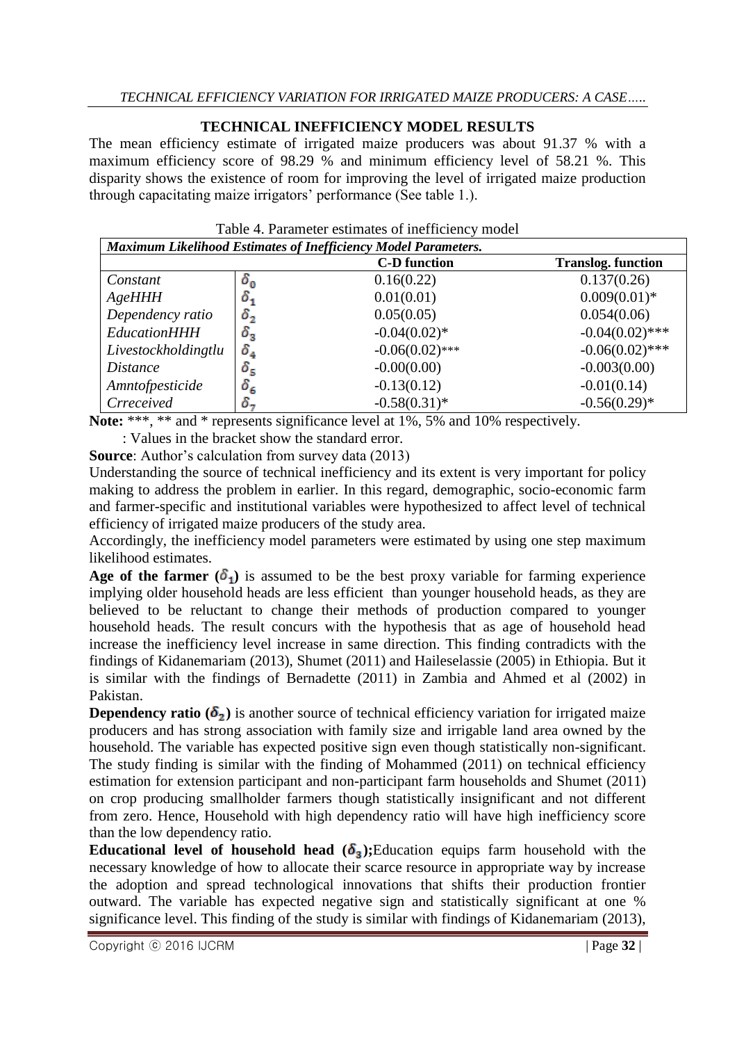## TECHNICAL INEFFICIENCY MODEL RESULTS

The mean efficiency estimate of irrigated maize producers was about 91.37 % with a maximum efficiency score of 98.29 % and minimum efficiency level of 58.21 %. This disparity shows the existence of room for improving the level of irrigated maize production through capacitating maize irrigators' performance (See table 1.).

Table 4. Parameter estimates of inefficiency model

| *Maximum Likelihood Estimates of Inefficiency Model Parameters.* | | | |
|---|---|---|---|
| | | **C-D function** | **Translog. function** |
| *Constant* | $\delta_0$ | 0.16(0.22) | 0.137(0.26) |
| *AgeHHH* | $\delta_1$ | 0.01(0.01) | 0.009(0.01)* |
| *Dependency ratio* | $\delta_2$ | 0.05(0.05) | 0.054(0.06) |
| *EducationHHH* | $\delta_3$ | -0.04(0.02)* | -0.04(0.02)*** |
| *Livestockholdingtlu* | $\delta_4$ | -0.06(0.02)*** | -0.06(0.02)*** |
| *Distance* | $\delta_5$ | -0.00(0.00) | -0.003(0.00) |
| *Amntofpesticide* | $\delta_6$ | -0.13(0.12) | -0.01(0.14) |
| *Crreceived* | $\delta_7$ | -0.58(0.31)* | -0.56(0.29)* |

**Note:** ***, ** and * represents significance level at 1%, 5% and 10% respectively.

: Values in the bracket show the standard error.

**Source**: Author's calculation from survey data (2013)

Understanding the source of technical inefficiency and its extent is very important for policy making to address the problem in earlier. In this regard, demographic, socio-economic farm and farmer-specific and institutional variables were hypothesized to affect level of technical efficiency of irrigated maize producers of the study area.

Accordingly, the inefficiency model parameters were estimated by using one step maximum likelihood estimates.

**Age of the farmer ($\delta_1$)** is assumed to be the best proxy variable for farming experience implying older household heads are less efficient than younger household heads, as they are believed to be reluctant to change their methods of production compared to younger household heads. The result concurs with the hypothesis that as age of household head increase the inefficiency level increase in same direction. This finding contradicts with the findings of Kidanemariam (2013), Shumet (2011) and Haileselassie (2005) in Ethiopia. But it is similar with the findings of Bernadette (2011) in Zambia and Ahmed et al (2002) in Pakistan.

**Dependency ratio ($\delta_2$)** is another source of technical efficiency variation for irrigated maize producers and has strong association with family size and irrigable land area owned by the household. The variable has expected positive sign even though statistically non-significant. The study finding is similar with the finding of Mohammed (2011) on technical efficiency estimation for extension participant and non-participant farm households and Shumet (2011) on crop producing smallholder farmers though statistically insignificant and not different from zero. Hence, Household with high dependency ratio will have high inefficiency score than the low dependency ratio.

**Educational level of household head ($\delta_3$);**Education equips farm household with the necessary knowledge of how to allocate their scarce resource in appropriate way by increase the adoption and spread technological innovations that shifts their production frontier outward. The variable has expected negative sign and statistically significant at one % significance level. This finding of the study is similar with findings of Kidanemariam (2013),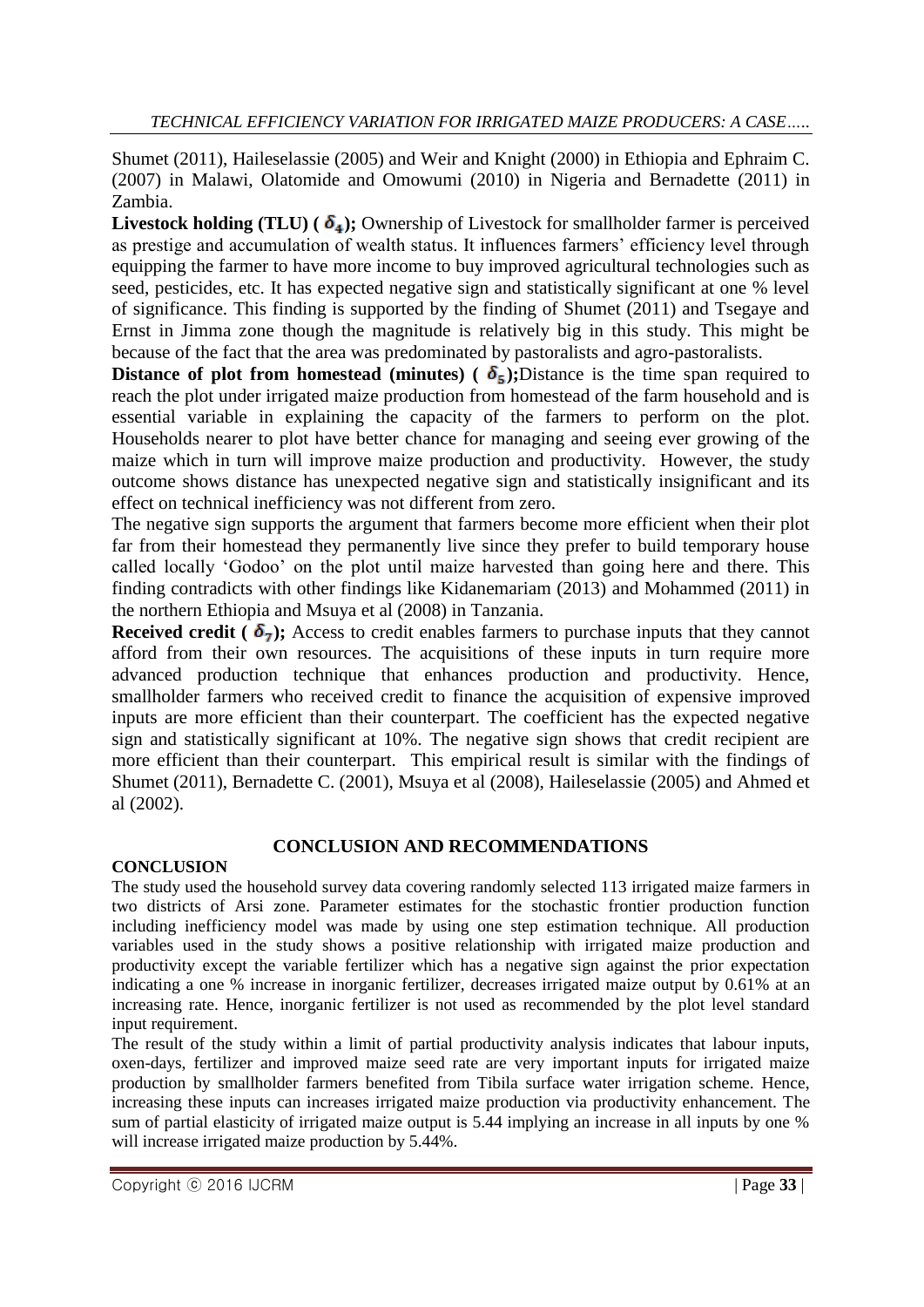Shumet (2011), Haileselassie (2005) and Weir and Knight (2000) in Ethiopia and Ephraim C. (2007) in Malawi, Olatomide and Omowumi (2010) in Nigeria and Bernadette (2011) in Zambia.

**Livestock holding (TLU) ( $\delta_4$);** Ownership of Livestock for smallholder farmer is perceived as prestige and accumulation of wealth status. It influences farmers' efficiency level through equipping the farmer to have more income to buy improved agricultural technologies such as seed, pesticides, etc. It has expected negative sign and statistically significant at one % level of significance. This finding is supported by the finding of Shumet (2011) and Tsegaye and Ernst in Jimma zone though the magnitude is relatively big in this study. This might be because of the fact that the area was predominated by pastoralists and agro-pastoralists.

**Distance of plot from homestead (minutes) ( $\delta_5$);**Distance is the time span required to reach the plot under irrigated maize production from homestead of the farm household and is essential variable in explaining the capacity of the farmers to perform on the plot. Households nearer to plot have better chance for managing and seeing ever growing of the maize which in turn will improve maize production and productivity. However, the study outcome shows distance has unexpected negative sign and statistically insignificant and its effect on technical inefficiency was not different from zero.

The negative sign supports the argument that farmers become more efficient when their plot far from their homestead they permanently live since they prefer to build temporary house called locally 'Godoo' on the plot until maize harvested than going here and there. This finding contradicts with other findings like Kidanemariam (2013) and Mohammed (2011) in the northern Ethiopia and Msuya et al (2008) in Tanzania.

**Received credit ( $\delta_7$);** Access to credit enables farmers to purchase inputs that they cannot afford from their own resources. The acquisitions of these inputs in turn require more advanced production technique that enhances production and productivity. Hence, smallholder farmers who received credit to finance the acquisition of expensive improved inputs are more efficient than their counterpart. The coefficient has the expected negative sign and statistically significant at 10%. The negative sign shows that credit recipient are more efficient than their counterpart. This empirical result is similar with the findings of Shumet (2011), Bernadette C. (2001), Msuya et al (2008), Haileselassie (2005) and Ahmed et al (2002).

## CONCLUSION AND RECOMMENDATIONS

### CONCLUSION

The study used the household survey data covering randomly selected 113 irrigated maize farmers in two districts of Arsi zone. Parameter estimates for the stochastic frontier production function including inefficiency model was made by using one step estimation technique. All production variables used in the study shows a positive relationship with irrigated maize production and productivity except the variable fertilizer which has a negative sign against the prior expectation indicating a one % increase in inorganic fertilizer, decreases irrigated maize output by 0.61% at an increasing rate. Hence, inorganic fertilizer is not used as recommended by the plot level standard input requirement.

The result of the study within a limit of partial productivity analysis indicates that labour inputs, oxen-days, fertilizer and improved maize seed rate are very important inputs for irrigated maize production by smallholder farmers benefited from Tibila surface water irrigation scheme. Hence, increasing these inputs can increases irrigated maize production via productivity enhancement. The sum of partial elasticity of irrigated maize output is 5.44 implying an increase in all inputs by one % will increase irrigated maize production by 5.44%.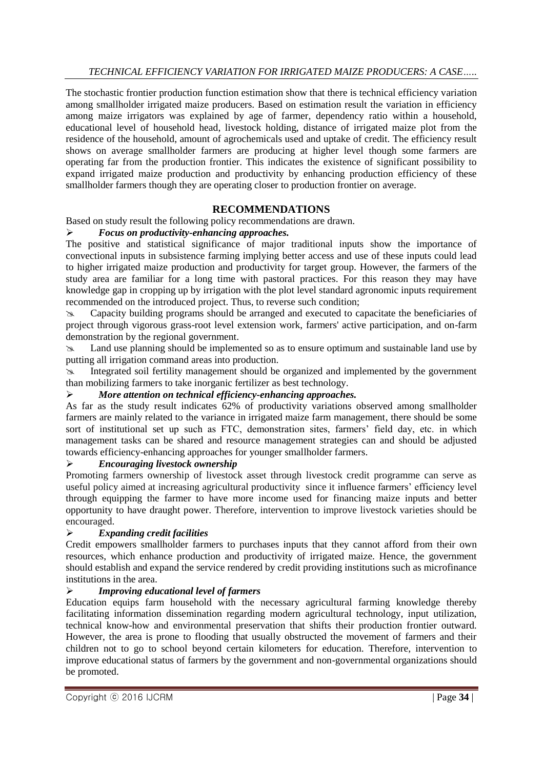The stochastic frontier production function estimation show that there is technical efficiency variation among smallholder irrigated maize producers. Based on estimation result the variation in efficiency among maize irrigators was explained by age of farmer, dependency ratio within a household, educational level of household head, livestock holding, distance of irrigated maize plot from the residence of the household, amount of agrochemicals used and uptake of credit. The efficiency result shows on average smallholder farmers are producing at higher level though some farmers are operating far from the production frontier. This indicates the existence of significant possibility to expand irrigated maize production and productivity by enhancing production efficiency of these smallholder farmers though they are operating closer to production frontier on average.

## RECOMMENDATIONS

Based on study result the following policy recommendations are drawn.

- ***Focus on productivity-enhancing approaches.***

The positive and statistical significance of major traditional inputs show the importance of convectional inputs in subsistence farming implying better access and use of these inputs could lead to higher irrigated maize production and productivity for target group. However, the farmers of the study area are familiar for a long time with pastoral practices. For this reason they may have knowledge gap in cropping up by irrigation with the plot level standard agronomic inputs requirement recommended on the introduced project. Thus, to reverse such condition;

- Capacity building programs should be arranged and executed to capacitate the beneficiaries of project through vigorous grass-root level extension work, farmers' active participation, and on-farm demonstration by the regional government.
- Land use planning should be implemented so as to ensure optimum and sustainable land use by putting all irrigation command areas into production.
- Integrated soil fertility management should be organized and implemented by the government than mobilizing farmers to take inorganic fertilizer as best technology.

- ***More attention on technical efficiency-enhancing approaches.***

As far as the study result indicates 62% of productivity variations observed among smallholder farmers are mainly related to the variance in irrigated maize farm management, there should be some sort of institutional set up such as FTC, demonstration sites, farmers' field day, etc. in which management tasks can be shared and resource management strategies can and should be adjusted towards efficiency-enhancing approaches for younger smallholder farmers.

- ***Encouraging livestock ownership***

Promoting farmers ownership of livestock asset through livestock credit programme can serve as useful policy aimed at increasing agricultural productivity since it influence farmers' efficiency level through equipping the farmer to have more income used for financing maize inputs and better opportunity to have draught power. Therefore, intervention to improve livestock varieties should be encouraged.

- ***Expanding credit facilities***

Credit empowers smallholder farmers to purchases inputs that they cannot afford from their own resources, which enhance production and productivity of irrigated maize. Hence, the government should establish and expand the service rendered by credit providing institutions such as microfinance institutions in the area.

- ***Improving educational level of farmers***

Education equips farm household with the necessary agricultural farming knowledge thereby facilitating information dissemination regarding modern agricultural technology, input utilization, technical know-how and environmental preservation that shifts their production frontier outward. However, the area is prone to flooding that usually obstructed the movement of farmers and their children not to go to school beyond certain kilometers for education. Therefore, intervention to improve educational status of farmers by the government and non-governmental organizations should be promoted.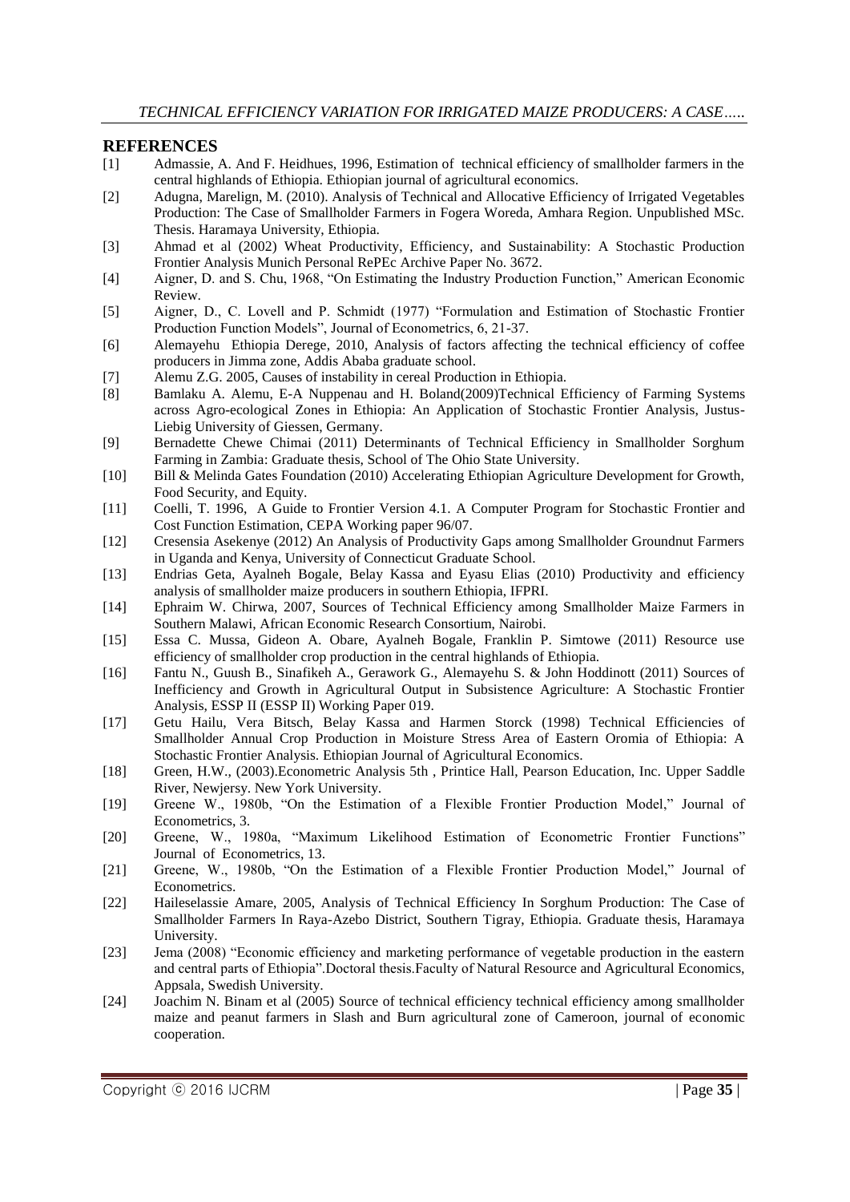## REFERENCES

[1] Admassie, A. And F. Heidhues, 1996, Estimation of technical efficiency of smallholder farmers in the central highlands of Ethiopia. Ethiopian journal of agricultural economics.

[2] Adugna, Marelign, M. (2010). Analysis of Technical and Allocative Efficiency of Irrigated Vegetables Production: The Case of Smallholder Farmers in Fogera Woreda, Amhara Region. Unpublished MSc. Thesis. Haramaya University, Ethiopia.

[3] Ahmad et al (2002) Wheat Productivity, Efficiency, and Sustainability: A Stochastic Production Frontier Analysis Munich Personal RePEc Archive Paper No. 3672.

[4] Aigner, D. and S. Chu, 1968, "On Estimating the Industry Production Function," American Economic Review.

[5] Aigner, D., C. Lovell and P. Schmidt (1977) "Formulation and Estimation of Stochastic Frontier Production Function Models", Journal of Econometrics, 6, 21-37.

[6] Alemayehu Ethiopia Derege, 2010, Analysis of factors affecting the technical efficiency of coffee producers in Jimma zone, Addis Ababa graduate school.

[7] Alemu Z.G. 2005, Causes of instability in cereal Production in Ethiopia.

[8] Bamlaku A. Alemu, E-A Nuppenau and H. Boland(2009)Technical Efficiency of Farming Systems across Agro-ecological Zones in Ethiopia: An Application of Stochastic Frontier Analysis, Justus-Liebig University of Giessen, Germany.

[9] Bernadette Chewe Chimai (2011) Determinants of Technical Efficiency in Smallholder Sorghum Farming in Zambia: Graduate thesis, School of The Ohio State University.

[10] Bill & Melinda Gates Foundation (2010) Accelerating Ethiopian Agriculture Development for Growth, Food Security, and Equity.

[11] Coelli, T. 1996, A Guide to Frontier Version 4.1. A Computer Program for Stochastic Frontier and Cost Function Estimation, CEPA Working paper 96/07.

[12] Cresensia Asekenye (2012) An Analysis of Productivity Gaps among Smallholder Groundnut Farmers in Uganda and Kenya, University of Connecticut Graduate School.

[13] Endrias Geta, Ayalneh Bogale, Belay Kassa and Eyasu Elias (2010) Productivity and efficiency analysis of smallholder maize producers in southern Ethiopia, IFPRI.

[14] Ephraim W. Chirwa, 2007, Sources of Technical Efficiency among Smallholder Maize Farmers in Southern Malawi, African Economic Research Consortium, Nairobi.

[15] Essa C. Mussa, Gideon A. Obare, Ayalneh Bogale, Franklin P. Simtowe (2011) Resource use efficiency of smallholder crop production in the central highlands of Ethiopia.

[16] Fantu N., Guush B., Sinafikeh A., Gerawork G., Alemayehu S. & John Hoddinott (2011) Sources of Inefficiency and Growth in Agricultural Output in Subsistence Agriculture: A Stochastic Frontier Analysis, ESSP II (ESSP II) Working Paper 019.

[17] Getu Hailu, Vera Bitsch, Belay Kassa and Harmen Storck (1998) Technical Efficiencies of Smallholder Annual Crop Production in Moisture Stress Area of Eastern Oromia of Ethiopia: A Stochastic Frontier Analysis. Ethiopian Journal of Agricultural Economics.

[18] Green, H.W., (2003).Econometric Analysis 5th , Printice Hall, Pearson Education, Inc. Upper Saddle River, Newjersy. New York University.

[19] Greene W., 1980b, "On the Estimation of a Flexible Frontier Production Model," Journal of Econometrics, 3.

[20] Greene, W., 1980a, "Maximum Likelihood Estimation of Econometric Frontier Functions" Journal of Econometrics, 13.

[21] Greene, W., 1980b, "On the Estimation of a Flexible Frontier Production Model," Journal of Econometrics.

[22] Haileselassie Amare, 2005, Analysis of Technical Efficiency In Sorghum Production: The Case of Smallholder Farmers In Raya-Azebo District, Southern Tigray, Ethiopia. Graduate thesis, Haramaya University.

[23] Jema (2008) "Economic efficiency and marketing performance of vegetable production in the eastern and central parts of Ethiopia".Doctoral thesis.Faculty of Natural Resource and Agricultural Economics, Appsala, Swedish University.

[24] Joachim N. Binam et al (2005) Source of technical efficiency technical efficiency among smallholder maize and peanut farmers in Slash and Burn agricultural zone of Cameroon, journal of economic cooperation.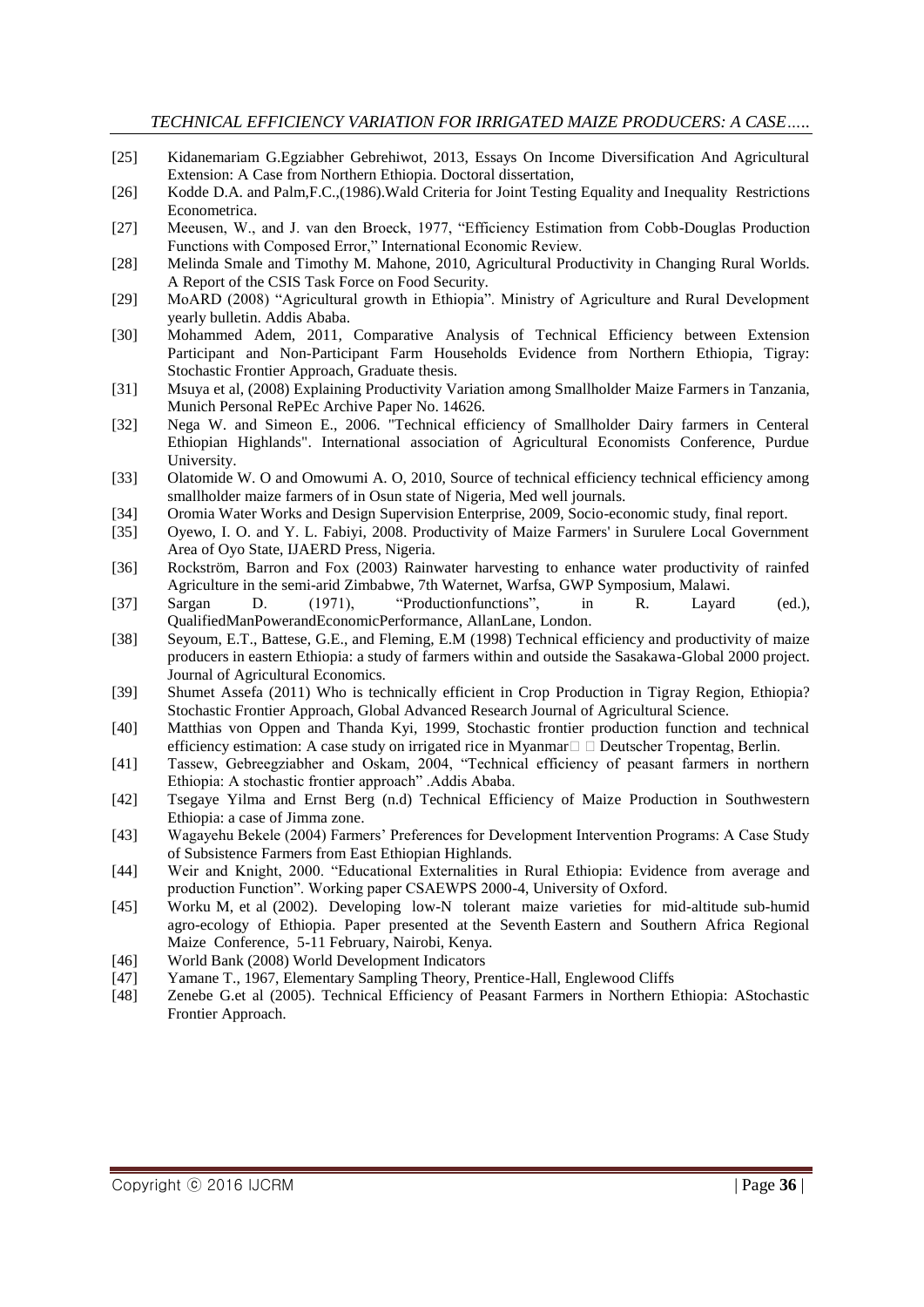[25] Kidanemariam G.Egziabher Gebrehiwot, 2013, Essays On Income Diversification And Agricultural Extension: A Case from Northern Ethiopia. Doctoral dissertation,

[26] Kodde D.A. and Palm,F.C.,(1986).Wald Criteria for Joint Testing Equality and Inequality Restrictions Econometrica.

[27] Meeusen, W., and J. van den Broeck, 1977, "Efficiency Estimation from Cobb-Douglas Production Functions with Composed Error," International Economic Review.

[28] Melinda Smale and Timothy M. Mahone, 2010, Agricultural Productivity in Changing Rural Worlds. A Report of the CSIS Task Force on Food Security.

[29] MoARD (2008) "Agricultural growth in Ethiopia". Ministry of Agriculture and Rural Development yearly bulletin. Addis Ababa.

[30] Mohammed Adem, 2011, Comparative Analysis of Technical Efficiency between Extension Participant and Non-Participant Farm Households Evidence from Northern Ethiopia, Tigray: Stochastic Frontier Approach, Graduate thesis.

[31] Msuya et al, (2008) Explaining Productivity Variation among Smallholder Maize Farmers in Tanzania, Munich Personal RePEc Archive Paper No. 14626.

[32] Nega W. and Simeon E., 2006. "Technical efficiency of Smallholder Dairy farmers in Centeral Ethiopian Highlands". International association of Agricultural Economists Conference, Purdue University.

[33] Olatomide W. O and Omowumi A. O, 2010, Source of technical efficiency technical efficiency among smallholder maize farmers of in Osun state of Nigeria, Med well journals.

[34] Oromia Water Works and Design Supervision Enterprise, 2009, Socio-economic study, final report.

[35] Oyewo, I. O. and Y. L. Fabiyi, 2008. Productivity of Maize Farmers' in Surulere Local Government Area of Oyo State, IJAERD Press, Nigeria.

[36] Rockström, Barron and Fox (2003) Rainwater harvesting to enhance water productivity of rainfed Agriculture in the semi-arid Zimbabwe, 7th Waternet, Warfsa, GWP Symposium, Malawi.

[37] Sargan D. (1971), "Productionfunctions", in R. Layard (ed.), QualifiedManPowerandEconomicPerformance, AllanLane, London.

[38] Seyoum, E.T., Battese, G.E., and Fleming, E.M (1998) Technical efficiency and productivity of maize producers in eastern Ethiopia: a study of farmers within and outside the Sasakawa-Global 2000 project. Journal of Agricultural Economics.

[39] Shumet Assefa (2011) Who is technically efficient in Crop Production in Tigray Region, Ethiopia? Stochastic Frontier Approach, Global Advanced Research Journal of Agricultural Science.

[40] Matthias von Oppen and Thanda Kyi, 1999, Stochastic frontier production function and technical efficiency estimation: A case study on irrigated rice in Myanmar□ □ Deutscher Tropentag, Berlin.

[41] Tassew, Gebreegziabher and Oskam, 2004, "Technical efficiency of peasant farmers in northern Ethiopia: A stochastic frontier approach" .Addis Ababa.

[42] Tsegaye Yilma and Ernst Berg (n.d) Technical Efficiency of Maize Production in Southwestern Ethiopia: a case of Jimma zone.

[43] Wagayehu Bekele (2004) Farmers' Preferences for Development Intervention Programs: A Case Study of Subsistence Farmers from East Ethiopian Highlands.

[44] Weir and Knight, 2000. "Educational Externalities in Rural Ethiopia: Evidence from average and production Function". Working paper CSAEWPS 2000-4, University of Oxford.

[45] Worku M, et al (2002). Developing low-N tolerant maize varieties for mid-altitude sub-humid agro-ecology of Ethiopia. Paper presented at the Seventh Eastern and Southern Africa Regional Maize Conference, 5-11 February, Nairobi, Kenya.

[46] World Bank (2008) World Development Indicators

[47] Yamane T., 1967, Elementary Sampling Theory, Prentice-Hall, Englewood Cliffs

[48] Zenebe G.et al (2005). Technical Efficiency of Peasant Farmers in Northern Ethiopia: AStochastic Frontier Approach.